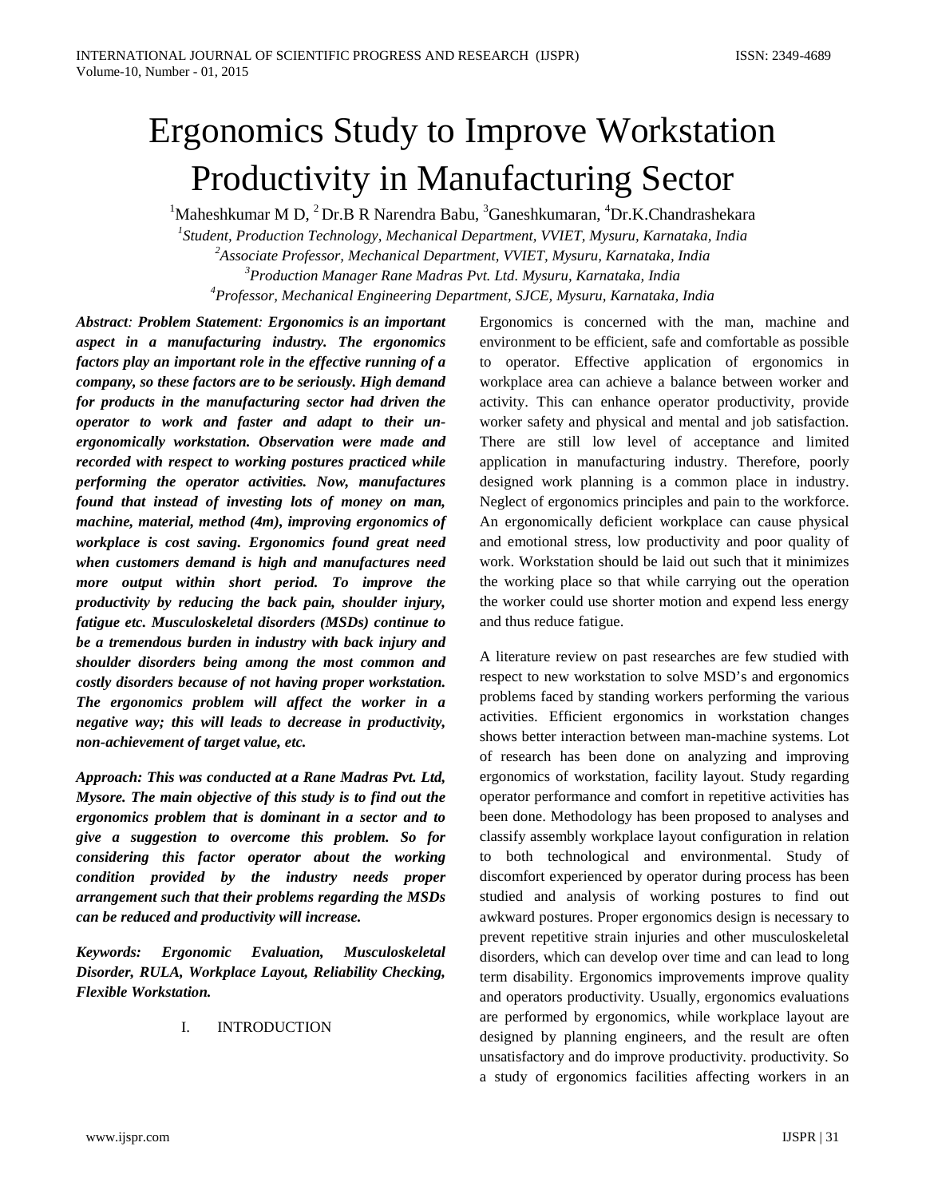# Ergonomics Study to Improve Workstation Productivity in Manufacturing Sector

[1]Maheshkumar M D, [2] Dr.B R Narendra Babu, [3]Ganeshkumaran, [4]Dr.K.Chandrashekara

*[1]Student, Production Technology, Mechanical Department, VVIET, Mysuru, Karnataka, India*

*[2]Associate Professor, Mechanical Department, VVIET, Mysuru, Karnataka, India*

*[3]Production Manager Rane Madras Pvt. Ltd. Mysuru, Karnataka, India*

*[4]Professor, Mechanical Engineering Department, SJCE, Mysuru, Karnataka, India*

***Abstract**: **Problem Statement**: **Ergonomics is an important aspect in a manufacturing industry. The ergonomics factors play an important role in the effective running of a company, so these factors are to be seriously. High demand for products in the manufacturing sector had driven the operator to work and faster and adapt to their un-ergonomically workstation. Observation were made and recorded with respect to working postures practiced while performing the operator activities. Now, manufactures found that instead of investing lots of money on man, machine, material, method (4m), improving ergonomics of workplace is cost saving. Ergonomics found great need when customers demand is high and manufactures need more output within short period. To improve the productivity by reducing the back pain, shoulder injury, fatigue etc. Musculoskeletal disorders (MSDs) continue to be a tremendous burden in industry with back injury and shoulder disorders being among the most common and costly disorders because of not having proper workstation. The ergonomics problem will affect the worker in a negative way; this will leads to decrease in productivity, non-achievement of target value, etc.***

***Approach: This was conducted at a Rane Madras Pvt. Ltd, Mysore. The main objective of this study is to find out the ergonomics problem that is dominant in a sector and to give a suggestion to overcome this problem. So for considering this factor operator about the working condition provided by the industry needs proper arrangement such that their problems regarding the MSDs can be reduced and productivity will increase.***

***Keywords: Ergonomic Evaluation, Musculoskeletal Disorder, RULA, Workplace Layout, Reliability Checking, Flexible Workstation.***

## I. INTRODUCTION

Ergonomics is concerned with the man, machine and environment to be efficient, safe and comfortable as possible to operator. Effective application of ergonomics in workplace area can achieve a balance between worker and activity. This can enhance operator productivity, provide worker safety and physical and mental and job satisfaction. There are still low level of acceptance and limited application in manufacturing industry. Therefore, poorly designed work planning is a common place in industry. Neglect of ergonomics principles and pain to the workforce. An ergonomically deficient workplace can cause physical and emotional stress, low productivity and poor quality of work. Workstation should be laid out such that it minimizes the working place so that while carrying out the operation the worker could use shorter motion and expend less energy and thus reduce fatigue.

A literature review on past researches are few studied with respect to new workstation to solve MSD's and ergonomics problems faced by standing workers performing the various activities. Efficient ergonomics in workstation changes shows better interaction between man-machine systems. Lot of research has been done on analyzing and improving ergonomics of workstation, facility layout. Study regarding operator performance and comfort in repetitive activities has been done. Methodology has been proposed to analyses and classify assembly workplace layout configuration in relation to both technological and environmental. Study of discomfort experienced by operator during process has been studied and analysis of working postures to find out awkward postures. Proper ergonomics design is necessary to prevent repetitive strain injuries and other musculoskeletal disorders, which can develop over time and can lead to long term disability. Ergonomics improvements improve quality and operators productivity. Usually, ergonomics evaluations are performed by ergonomics, while workplace layout are designed by planning engineers, and the result are often unsatisfactory and do improve productivity. productivity. So a study of ergonomics facilities affecting workers in an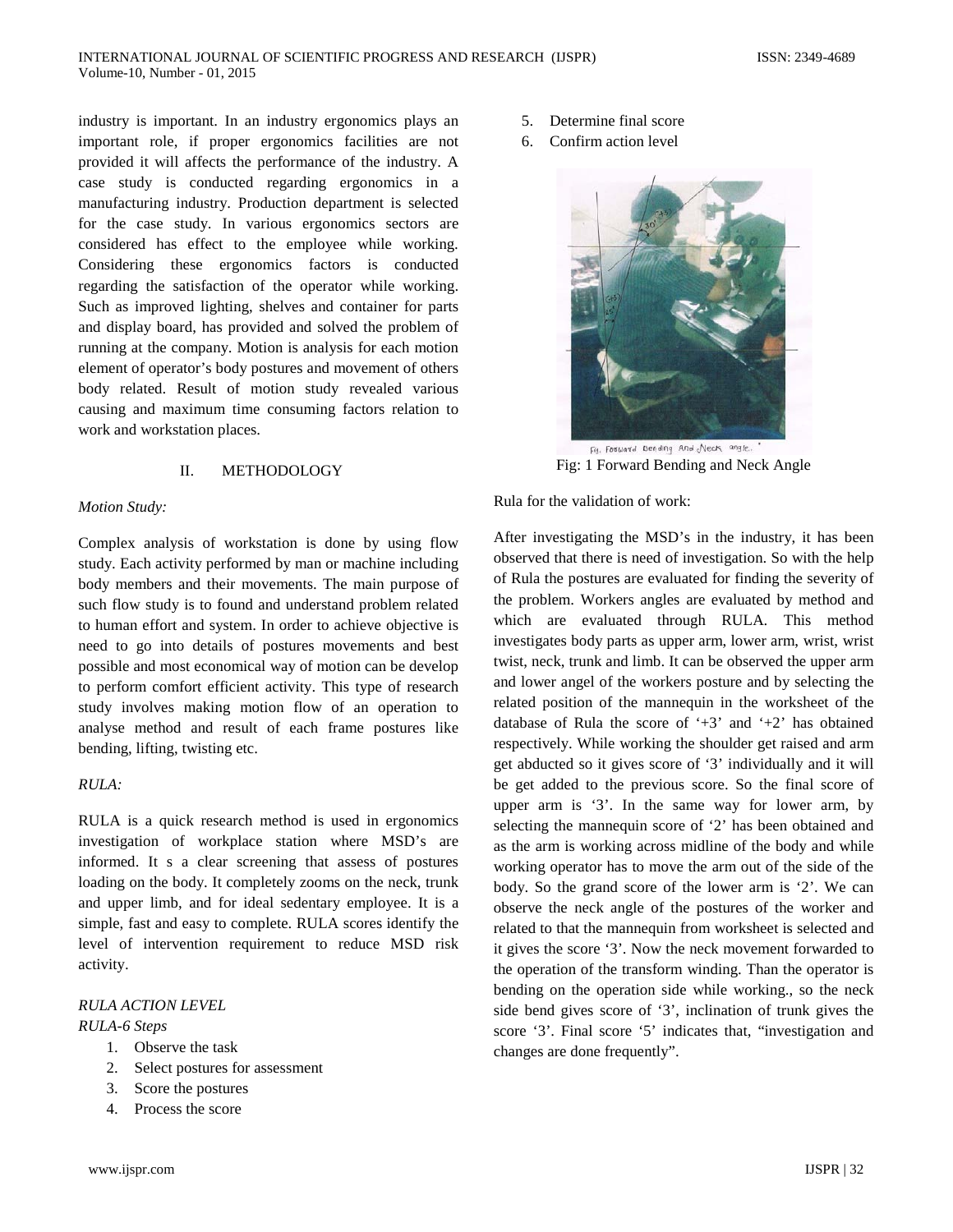industry is important. In an industry ergonomics plays an important role, if proper ergonomics facilities are not provided it will affects the performance of the industry. A case study is conducted regarding ergonomics in a manufacturing industry. Production department is selected for the case study. In various ergonomics sectors are considered has effect to the employee while working. Considering these ergonomics factors is conducted regarding the satisfaction of the operator while working. Such as improved lighting, shelves and container for parts and display board, has provided and solved the problem of running at the company. Motion is analysis for each motion element of operator's body postures and movement of others body related. Result of motion study revealed various causing and maximum time consuming factors relation to work and workstation places.

## II. METHODOLOGY

*Motion Study:*

Complex analysis of workstation is done by using flow study. Each activity performed by man or machine including body members and their movements. The main purpose of such flow study is to found and understand problem related to human effort and system. In order to achieve objective is need to go into details of postures movements and best possible and most economical way of motion can be develop to perform comfort efficient activity. This type of research study involves making motion flow of an operation to analyse method and result of each frame postures like bending, lifting, twisting etc.

*RULA:*

RULA is a quick research method is used in ergonomics investigation of workplace station where MSD's are informed. It s a clear screening that assess of postures loading on the body. It completely zooms on the neck, trunk and upper limb, and for ideal sedentary employee. It is a simple, fast and easy to complete. RULA scores identify the level of intervention requirement to reduce MSD risk activity.

*RULA ACTION LEVEL*

*RULA-6 Steps*

1. Observe the task
2. Select postures for assessment
3. Score the postures
4. Process the score
5. Determine final score
6. Confirm action level

Fig: 1 Forward Bending and Neck Angle

Rula for the validation of work:

After investigating the MSD's in the industry, it has been observed that there is need of investigation. So with the help of Rula the postures are evaluated for finding the severity of the problem. Workers angles are evaluated by method and which are evaluated through RULA. This method investigates body parts as upper arm, lower arm, wrist, wrist twist, neck, trunk and limb. It can be observed the upper arm and lower angel of the workers posture and by selecting the related position of the mannequin in the worksheet of the database of Rula the score of '+3' and '+2' has obtained respectively. While working the shoulder get raised and arm get abducted so it gives score of '3' individually and it will be get added to the previous score. So the final score of upper arm is '3'. In the same way for lower arm, by selecting the mannequin score of '2' has been obtained and as the arm is working across midline of the body and while working operator has to move the arm out of the side of the body. So the grand score of the lower arm is '2'. We can observe the neck angle of the postures of the worker and related to that the mannequin from worksheet is selected and it gives the score '3'. Now the neck movement forwarded to the operation of the transform winding. Than the operator is bending on the operation side while working., so the neck side bend gives score of '3', inclination of trunk gives the score '3'. Final score '5' indicates that, "investigation and changes are done frequently".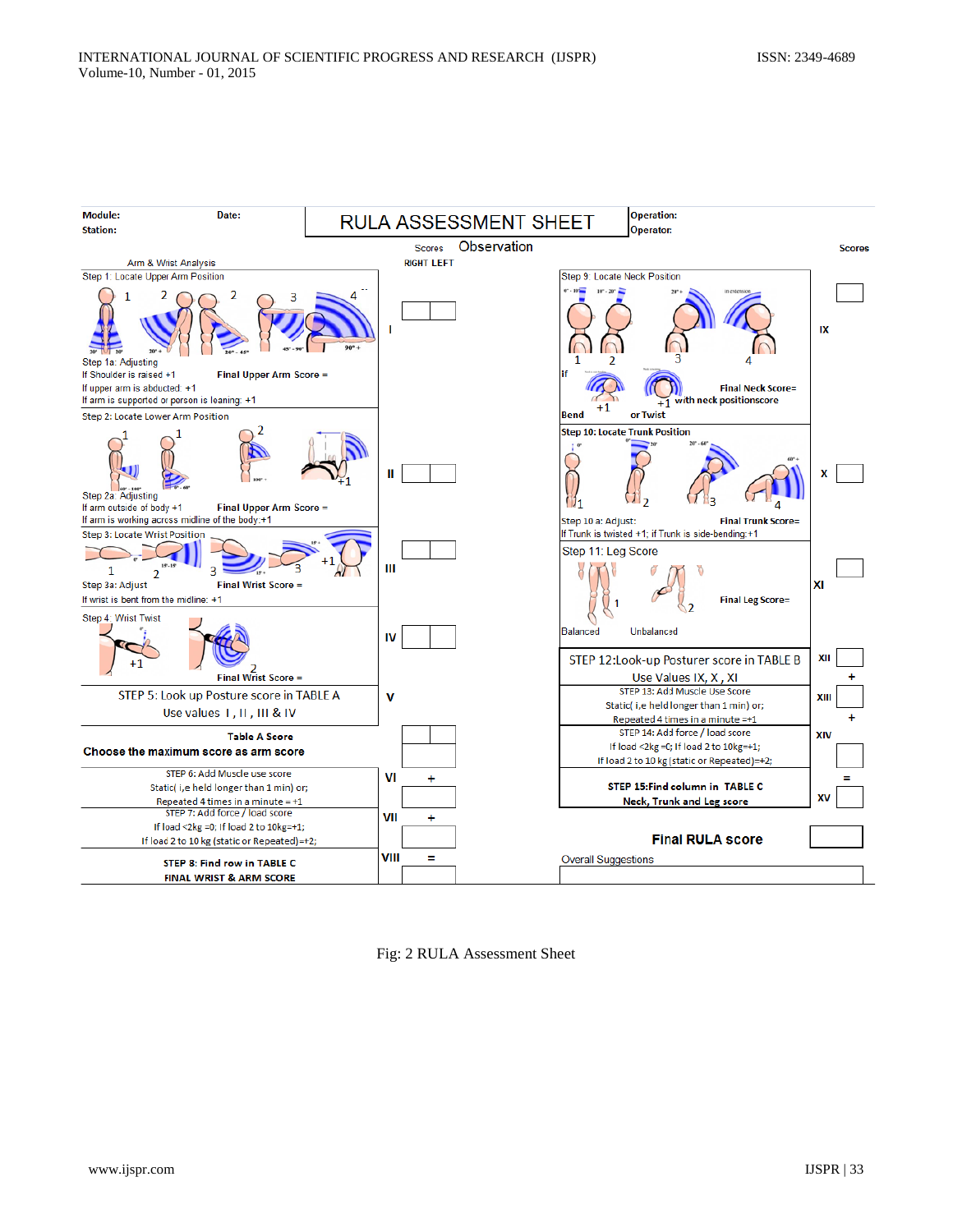| Module: | Date: | RULA ASSESSMENT SHEET | Operation: |
|---|---|---|---|
| Station: | | | Operator: |

Scores Observation — Scores

**Arm & Wrist Analysis** (RIGHT / LEFT)

**Step 1:** Locate Upper Arm Position — 1, 2, 2, 3, 4 (20°, 20°+, 20°–45°, 45°–90°, 90°+) — **I**

Step 1a: Adjusting
If Shoulder is raised +1
If upper arm is abducted: +1
If arm is supported or person is leaning: +1
**Final Upper Arm Score =**

**Step 2:** Locate Lower Arm Position — 1, 1, 2, +1 (60°–100°, 0°–60°, 100°+) — **II**

Step 2a: Adjusting
If arm outside of body +1
If arm is working across midline of the body:+1
**Final Upper Arm Score =**

**Step 3:** Locate Wrist Position — 1, 2, 3, 3, +1 (0°, 15°–15°, 15°+) — **III**

Step 3a: Adjust
If wrist is bent from the midline: +1
**Final Wrist Score =**

**Step 4:** Wrist Twist — +1, 2 — **IV**

**Final Wrist Score =**

**STEP 5:** Look up Posture score in TABLE A
Use values I, II, III & IV — **V**

**Table A Score**
**Choose the maximum score as arm score**

STEP 6: Add Muscle use score
Static( i,e held longer than 1 min) or;
Repeated 4 times in a minute = +1 — **VI** +

STEP 7: Add force / load score
If load <2kg =0; If load 2 to 10kg=+1;
If load 2 to 10 kg (static or Repeated)=+2; — **VII** +

**STEP 8: Find row in TABLE C**
**FINAL WRIST & ARM SCORE** — **VIII** =

**Step 9:** Locate Neck Position — 1, 2, 3, 4 (0°–10°, 10°–20°, 20°+, in extension) — **IX**

If **Bend** +1 or **Twist** +1
**Final Neck Score= with neck positionscore**

**Step 10: Locate Trunk Position** — 1, 2, 3, 4 (0°, 20°, 20°–60°, 60°+) — **X**

Step 10 a: Adjust:
If Trunk is twisted +1; if Trunk is side-bending:+1
**Final Trunk Score=**

**Step 11:** Leg Score — **XI**

Balanced 1, Unbalanced 2
**Final Leg Score=**

**STEP 12:** Look-up Posturer score in TABLE B
Use Values IX, X, XI — **XII** +

STEP 13: Add Muscle Use Score
Static( i,e held longer than 1 min) or;
Repeated 4 times in a minute =+1 — **XIII** +

STEP 14: Add force / load score
If load <2kg =0; If load 2 to 10kg=+1;
If load 2 to 10 kg (static or Repeated)=+2; — **XIV** =

**STEP 15:Find column in TABLE C**
**Neck, Trunk and Leg score** — **XV**

**Final RULA score**

Overall Suggestions

Fig: 2 RULA Assessment Sheet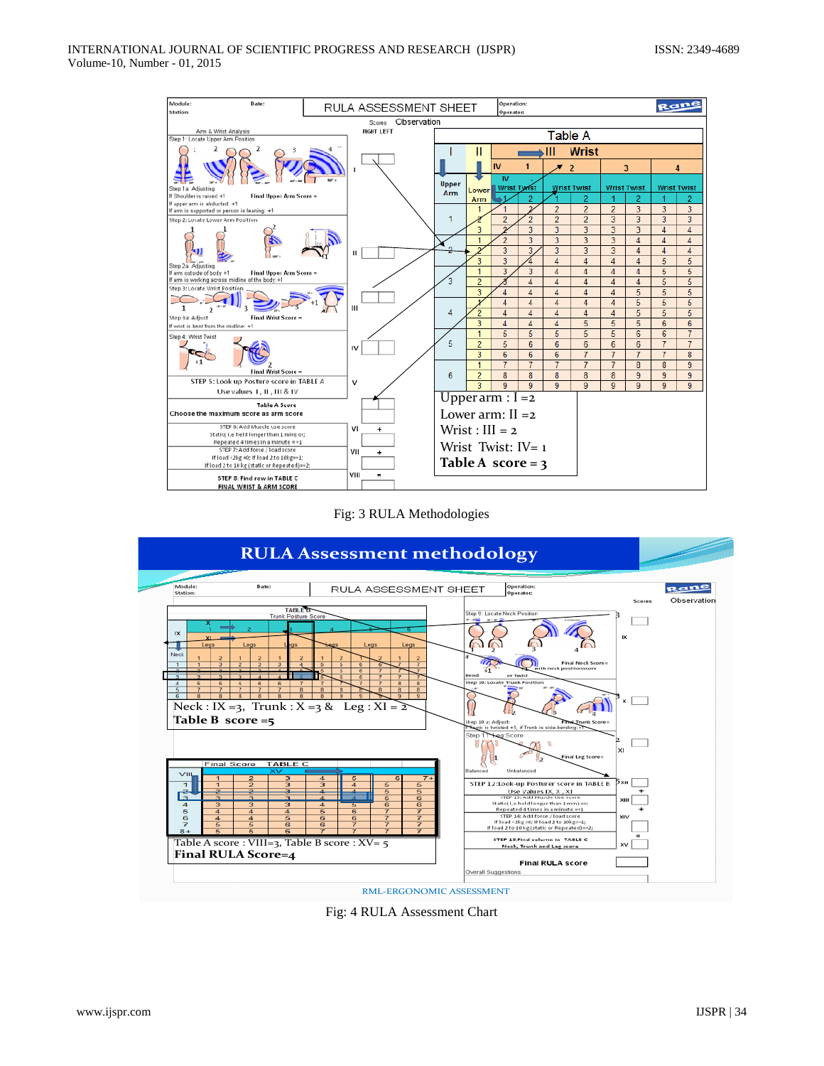Upper arm : I =2

Lower arm: II =2

Wrist : III = 2

Wrist Twist: IV= 1

**Table A score = 3**

Fig: 3 RULA Methodologies

# RULA Assessment methodology

Neck : IX =3, Trunk : X =3 & Leg : XI = 2

**Table B score =5**

Table A score : VIII=3, Table B score : XV= 5

**Final RULA Score=4**

RML-ERGONOMIC ASSESSMENT

Fig: 4 RULA Assessment Chart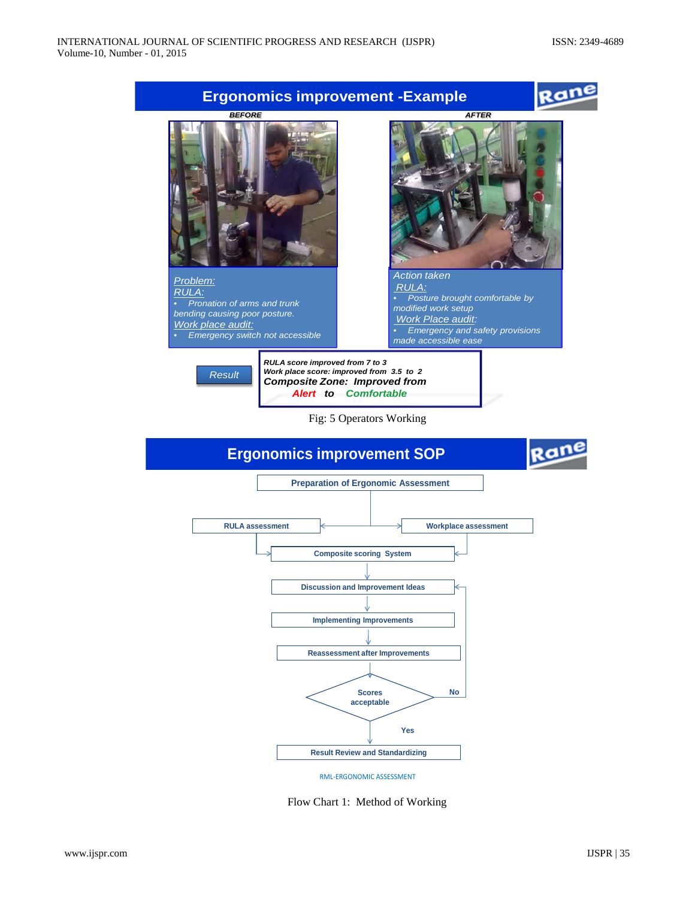## Ergonomics improvement -Example

**BEFORE**

*Problem:*
*RULA:*
- *Pronation of arms and trunk bending causing poor posture.*

*Work place audit:*
- *Emergency switch not accessible*

**AFTER**

*Action taken*
*RULA:*
- *Posture brought comfortable by modified work setup*

*Work Place audit:*
- *Emergency and safety provisions made accessible ease*

*Result*

***RULA score improved from 7 to 3***
***Work place score: improved from 3.5 to 2***
***Composite Zone: Improved from Alert to Comfortable***

Fig: 5 Operators Working

## Ergonomics improvement SOP

**Preparation of Ergonomic Assessment** → **RULA assessment** / **Workplace assessment** → **Composite scoring System** → **Discussion and Improvement Ideas** → **Implementing Improvements** → **Reassessment after Improvements** → **Scores acceptable** (No → Discussion and Improvement Ideas; Yes →) **Result Review and Standardizing**

RML-ERGONOMIC ASSESSMENT

Flow Chart 1: Method of Working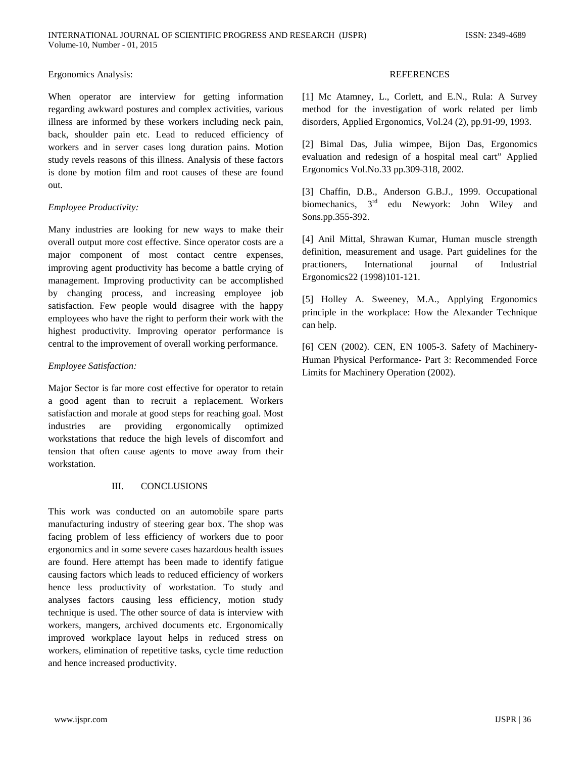Ergonomics Analysis:

When operator are interview for getting information regarding awkward postures and complex activities, various illness are informed by these workers including neck pain, back, shoulder pain etc. Lead to reduced efficiency of workers and in server cases long duration pains. Motion study revels reasons of this illness. Analysis of these factors is done by motion film and root causes of these are found out.

*Employee Productivity:*

Many industries are looking for new ways to make their overall output more cost effective. Since operator costs are a major component of most contact centre expenses, improving agent productivity has become a battle crying of management. Improving productivity can be accomplished by changing process, and increasing employee job satisfaction. Few people would disagree with the happy employees who have the right to perform their work with the highest productivity. Improving operator performance is central to the improvement of overall working performance.

*Employee Satisfaction:*

Major Sector is far more cost effective for operator to retain a good agent than to recruit a replacement. Workers satisfaction and morale at good steps for reaching goal. Most industries are providing ergonomically optimized workstations that reduce the high levels of discomfort and tension that often cause agents to move away from their workstation.

## III. CONCLUSIONS

This work was conducted on an automobile spare parts manufacturing industry of steering gear box. The shop was facing problem of less efficiency of workers due to poor ergonomics and in some severe cases hazardous health issues are found. Here attempt has been made to identify fatigue causing factors which leads to reduced efficiency of workers hence less productivity of workstation. To study and analyses factors causing less efficiency, motion study technique is used. The other source of data is interview with workers, mangers, archived documents etc. Ergonomically improved workplace layout helps in reduced stress on workers, elimination of repetitive tasks, cycle time reduction and hence increased productivity.

## REFERENCES

[1] Mc Atamney, L., Corlett, and E.N., Rula: A Survey method for the investigation of work related per limb disorders, Applied Ergonomics, Vol.24 (2), pp.91-99, 1993.

[2] Bimal Das, Julia wimpee, Bijon Das, Ergonomics evaluation and redesign of a hospital meal cart" Applied Ergonomics Vol.No.33 pp.309-318, 2002.

[3] Chaffin, D.B., Anderson G.B.J., 1999. Occupational biomechanics, 3rd edu Newyork: John Wiley and Sons.pp.355-392.

[4] Anil Mittal, Shrawan Kumar, Human muscle strength definition, measurement and usage. Part guidelines for the practioners, International journal of Industrial Ergonomics22 (1998)101-121.

[5] Holley A. Sweeney, M.A., Applying Ergonomics principle in the workplace: How the Alexander Technique can help.

[6] CEN (2002). CEN, EN 1005-3. Safety of Machinery-Human Physical Performance- Part 3: Recommended Force Limits for Machinery Operation (2002).